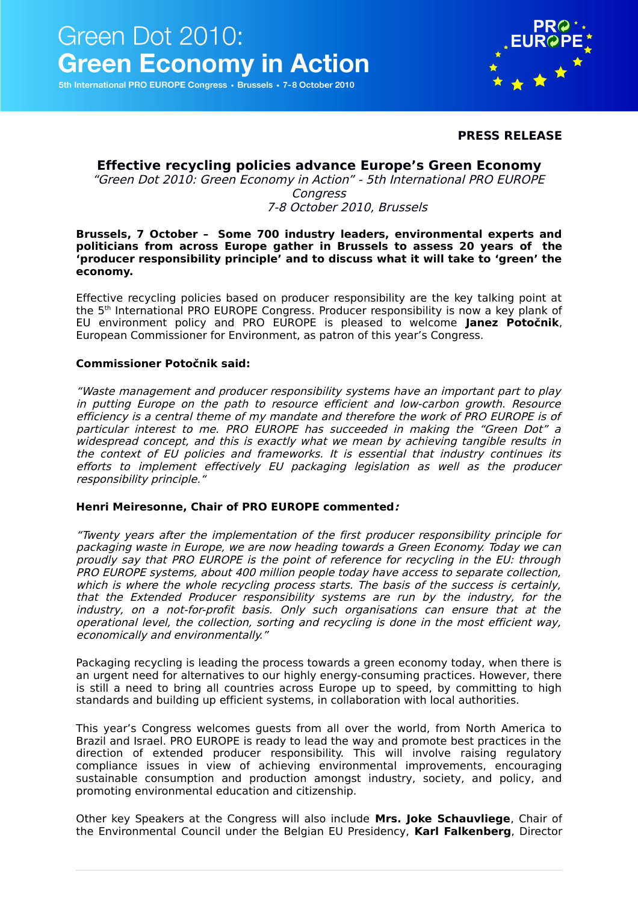# Green Dot 2010:
# Green Economy in Action

5th International PRO EUROPE Congress • Brussels • 7-8 October 2010

**PRESS RELEASE**

## Effective recycling policies advance Europe's Green Economy

*"Green Dot 2010: Green Economy in Action" - 5th International PRO EUROPE Congress*
*7-8 October 2010, Brussels*

**Brussels, 7 October – Some 700 industry leaders, environmental experts and politicians from across Europe gather in Brussels to assess 20 years of the 'producer responsibility principle' and to discuss what it will take to 'green' the economy.**

Effective recycling policies based on producer responsibility are the key talking point at the 5th International PRO EUROPE Congress. Producer responsibility is now a key plank of EU environment policy and PRO EUROPE is pleased to welcome **Janez Potočnik**, European Commissioner for Environment, as patron of this year's Congress.

**Commissioner Potočnik said:**

*"Waste management and producer responsibility systems have an important part to play in putting Europe on the path to resource efficient and low-carbon growth. Resource efficiency is a central theme of my mandate and therefore the work of PRO EUROPE is of particular interest to me. PRO EUROPE has succeeded in making the "Green Dot" a widespread concept, and this is exactly what we mean by achieving tangible results in the context of EU policies and frameworks. It is essential that industry continues its efforts to implement effectively EU packaging legislation as well as the producer responsibility principle."*

**Henri Meiresonne, Chair of PRO EUROPE commented*:***

*"Twenty years after the implementation of the first producer responsibility principle for packaging waste in Europe, we are now heading towards a Green Economy. Today we can proudly say that PRO EUROPE is the point of reference for recycling in the EU: through PRO EUROPE systems, about 400 million people today have access to separate collection, which is where the whole recycling process starts. The basis of the success is certainly, that the Extended Producer responsibility systems are run by the industry, for the industry, on a not-for-profit basis. Only such organisations can ensure that at the operational level, the collection, sorting and recycling is done in the most efficient way, economically and environmentally."*

Packaging recycling is leading the process towards a green economy today, when there is an urgent need for alternatives to our highly energy-consuming practices. However, there is still a need to bring all countries across Europe up to speed, by committing to high standards and building up efficient systems, in collaboration with local authorities.

This year's Congress welcomes guests from all over the world, from North America to Brazil and Israel. PRO EUROPE is ready to lead the way and promote best practices in the direction of extended producer responsibility. This will involve raising regulatory compliance issues in view of achieving environmental improvements, encouraging sustainable consumption and production amongst industry, society, and policy, and promoting environmental education and citizenship.

Other key Speakers at the Congress will also include **Mrs. Joke Schauvliege**, Chair of the Environmental Council under the Belgian EU Presidency, **Karl Falkenberg**, Director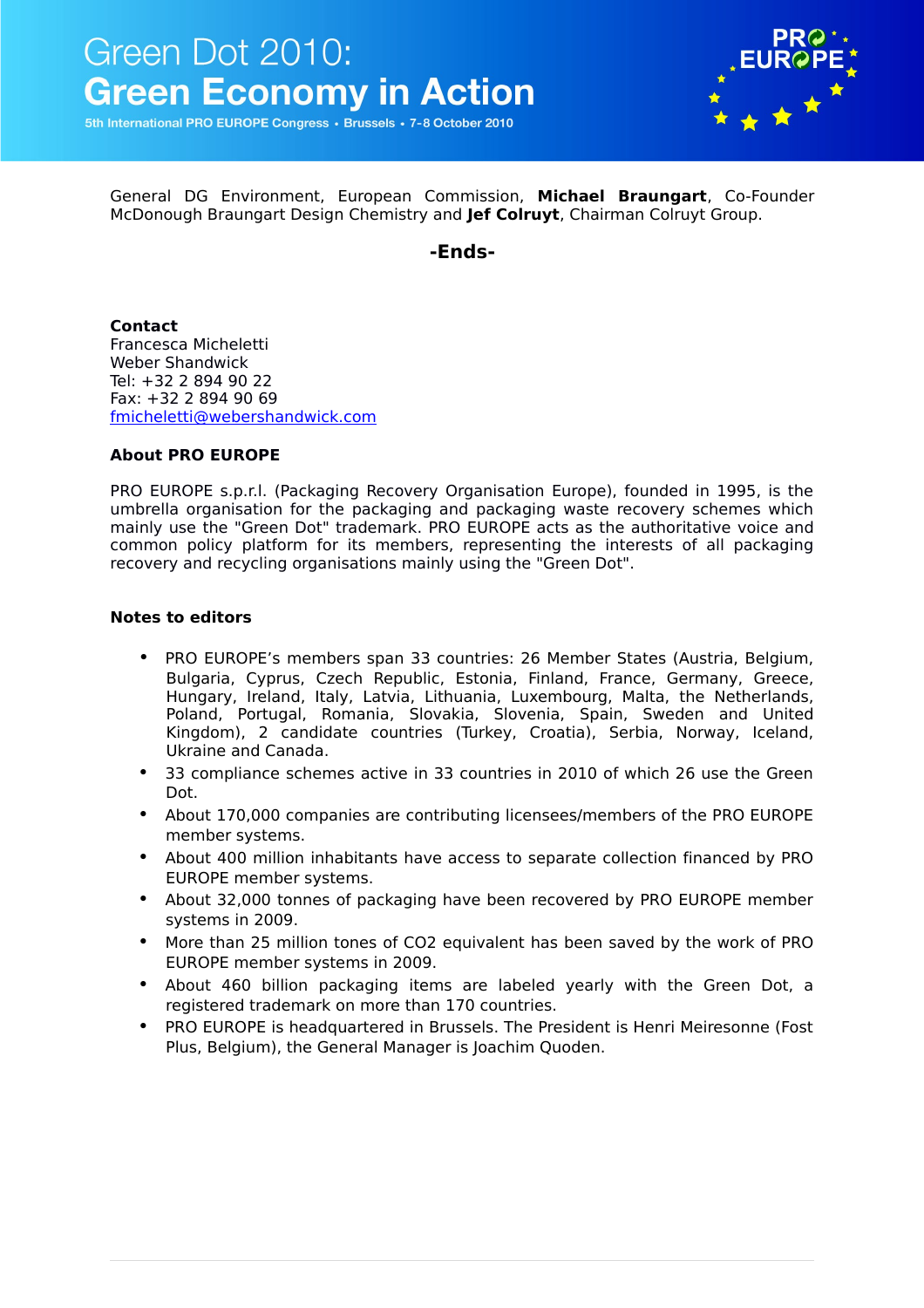General DG Environment, European Commission, **Michael Braungart**, Co-Founder McDonough Braungart Design Chemistry and **Jef Colruyt**, Chairman Colruyt Group.

**-Ends-**

**Contact**
Francesca Micheletti
Weber Shandwick
Tel: +32 2 894 90 22
Fax: +32 2 894 90 69
fmicheletti@webershandwick.com

**About PRO EUROPE**

PRO EUROPE s.p.r.l. (Packaging Recovery Organisation Europe), founded in 1995, is the umbrella organisation for the packaging and packaging waste recovery schemes which mainly use the "Green Dot" trademark. PRO EUROPE acts as the authoritative voice and common policy platform for its members, representing the interests of all packaging recovery and recycling organisations mainly using the "Green Dot".

**Notes to editors**

- PRO EUROPE's members span 33 countries: 26 Member States (Austria, Belgium, Bulgaria, Cyprus, Czech Republic, Estonia, Finland, France, Germany, Greece, Hungary, Ireland, Italy, Latvia, Lithuania, Luxembourg, Malta, the Netherlands, Poland, Portugal, Romania, Slovakia, Slovenia, Spain, Sweden and United Kingdom), 2 candidate countries (Turkey, Croatia), Serbia, Norway, Iceland, Ukraine and Canada.
- 33 compliance schemes active in 33 countries in 2010 of which 26 use the Green Dot.
- About 170,000 companies are contributing licensees/members of the PRO EUROPE member systems.
- About 400 million inhabitants have access to separate collection financed by PRO EUROPE member systems.
- About 32,000 tonnes of packaging have been recovered by PRO EUROPE member systems in 2009.
- More than 25 million tones of CO2 equivalent has been saved by the work of PRO EUROPE member systems in 2009.
- About 460 billion packaging items are labeled yearly with the Green Dot, a registered trademark on more than 170 countries.
- PRO EUROPE is headquartered in Brussels. The President is Henri Meiresonne (Fost Plus, Belgium), the General Manager is Joachim Quoden.